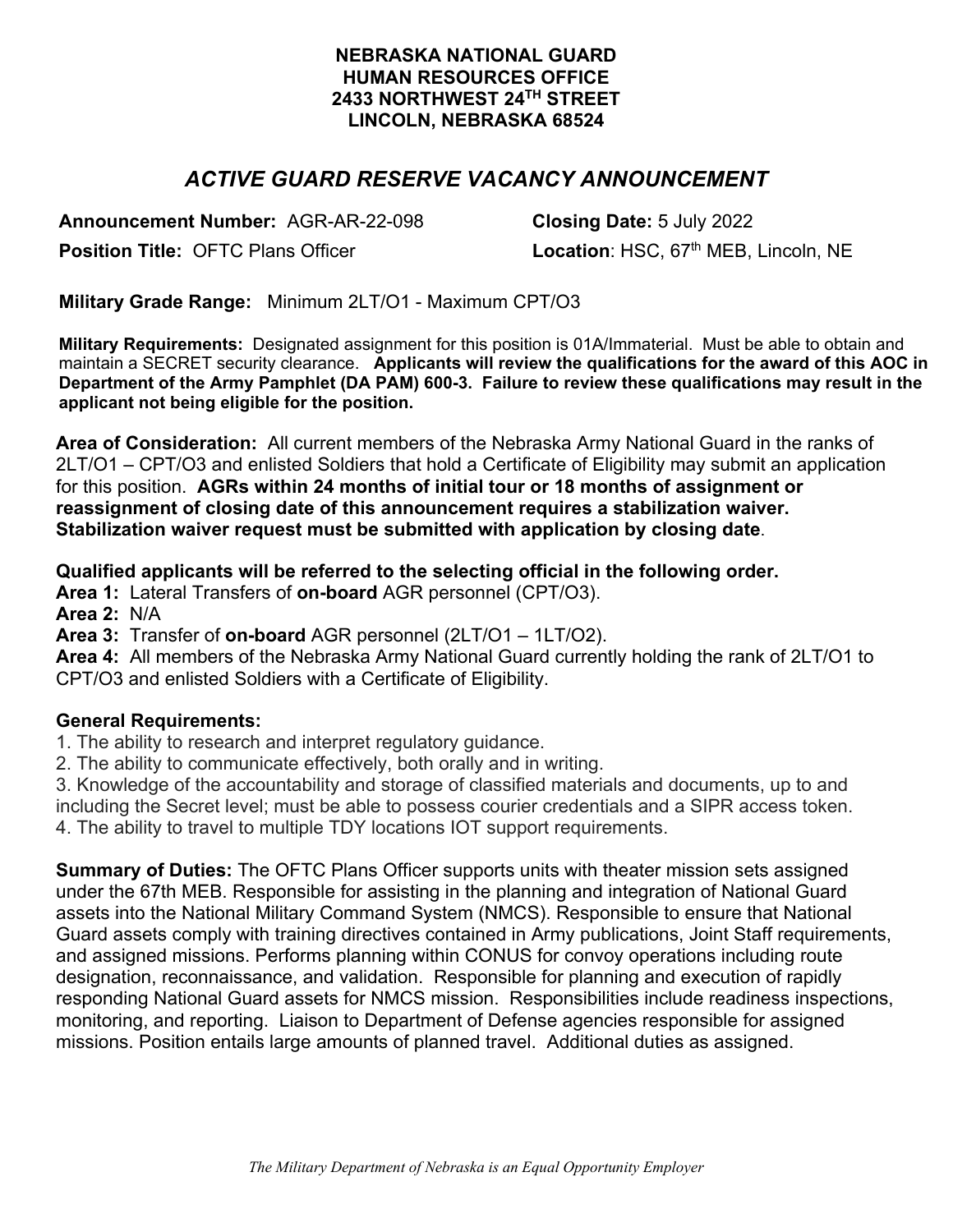**NEBRASKA NATIONAL GUARD**
**HUMAN RESOURCES OFFICE**
**2433 NORTHWEST 24TH STREET**
**LINCOLN, NEBRASKA 68524**

# *ACTIVE GUARD RESERVE VACANCY ANNOUNCEMENT*

**Announcement Number:** AGR-AR-22-098 **Closing Date:** 5 July 2022

**Position Title:** OFTC Plans Officer **Location**: HSC, 67th MEB, Lincoln, NE

**Military Grade Range:** Minimum 2LT/O1 - Maximum CPT/O3

**Military Requirements:** Designated assignment for this position is 01A/Immaterial. Must be able to obtain and maintain a SECRET security clearance. **Applicants will review the qualifications for the award of this AOC in Department of the Army Pamphlet (DA PAM) 600-3. Failure to review these qualifications may result in the applicant not being eligible for the position.**

**Area of Consideration:** All current members of the Nebraska Army National Guard in the ranks of 2LT/O1 – CPT/O3 and enlisted Soldiers that hold a Certificate of Eligibility may submit an application for this position. **AGRs within 24 months of initial tour or 18 months of assignment or reassignment of closing date of this announcement requires a stabilization waiver. Stabilization waiver request must be submitted with application by closing date**.

**Qualified applicants will be referred to the selecting official in the following order.**

**Area 1:** Lateral Transfers of **on-board** AGR personnel (CPT/O3).
**Area 2:** N/A
**Area 3:** Transfer of **on-board** AGR personnel (2LT/O1 – 1LT/O2).
**Area 4:** All members of the Nebraska Army National Guard currently holding the rank of 2LT/O1 to CPT/O3 and enlisted Soldiers with a Certificate of Eligibility.

**General Requirements:**

1. The ability to research and interpret regulatory guidance.
2. The ability to communicate effectively, both orally and in writing.
3. Knowledge of the accountability and storage of classified materials and documents, up to and including the Secret level; must be able to possess courier credentials and a SIPR access token.
4. The ability to travel to multiple TDY locations IOT support requirements.

**Summary of Duties:** The OFTC Plans Officer supports units with theater mission sets assigned under the 67th MEB. Responsible for assisting in the planning and integration of National Guard assets into the National Military Command System (NMCS). Responsible to ensure that National Guard assets comply with training directives contained in Army publications, Joint Staff requirements, and assigned missions. Performs planning within CONUS for convoy operations including route designation, reconnaissance, and validation. Responsible for planning and execution of rapidly responding National Guard assets for NMCS mission. Responsibilities include readiness inspections, monitoring, and reporting. Liaison to Department of Defense agencies responsible for assigned missions. Position entails large amounts of planned travel. Additional duties as assigned.

*The Military Department of Nebraska is an Equal Opportunity Employer*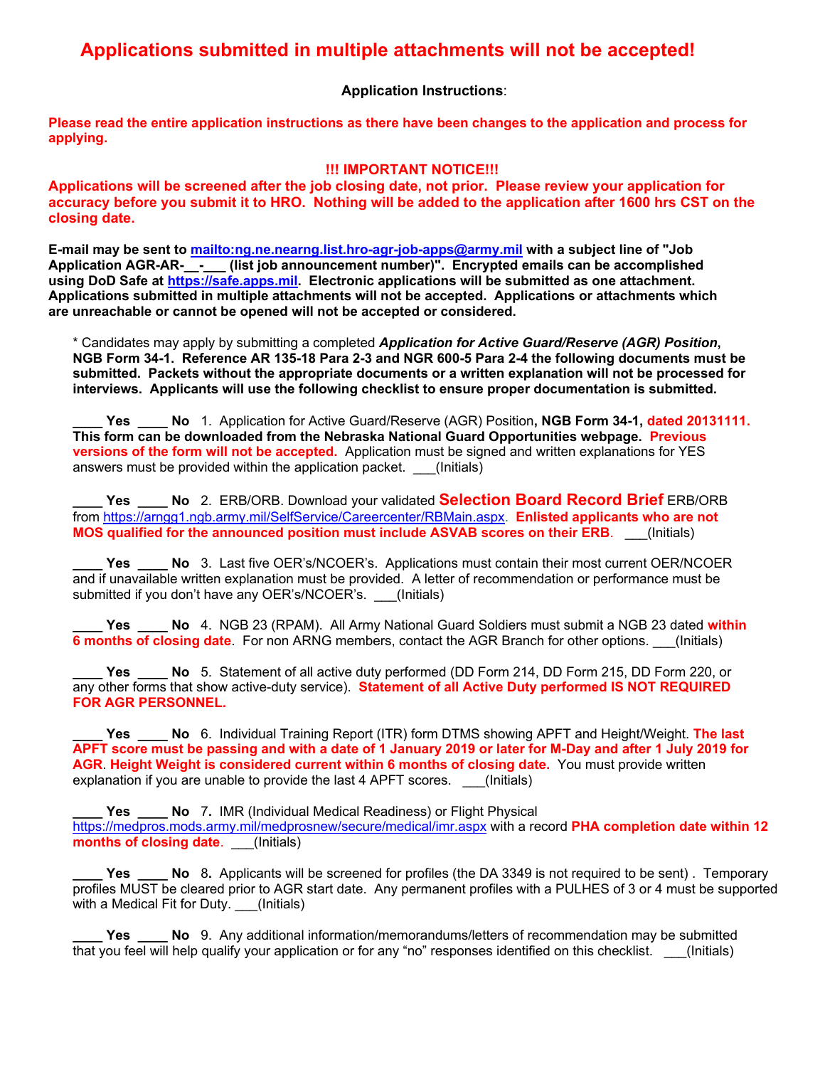# Applications submitted in multiple attachments will not be accepted!

**Application Instructions**:

**Please read the entire application instructions as there have been changes to the application and process for applying.**

**!!! IMPORTANT NOTICE!!!**

**Applications will be screened after the job closing date, not prior. Please review your application for accuracy before you submit it to HRO. Nothing will be added to the application after 1600 hrs CST on the closing date.**

**E-mail may be sent to mailto:ng.ne.nearng.list.hro-agr-job-apps@army.mil with a subject line of "Job Application AGR-AR-__-___ (list job announcement number)". Encrypted emails can be accomplished using DoD Safe at https://safe.apps.mil. Electronic applications will be submitted as one attachment. Applications submitted in multiple attachments will not be accepted. Applications or attachments which are unreachable or cannot be opened will not be accepted or considered.**

\* Candidates may apply by submitting a completed ***Application for Active Guard/Reserve (AGR) Position*****, NGB Form 34-1. Reference AR 135-18 Para 2-3 and NGR 600-5 Para 2-4 the following documents must be submitted. Packets without the appropriate documents or a written explanation will not be processed for interviews. Applicants will use the following checklist to ensure proper documentation is submitted.**

**____ Yes ____ No** 1. Application for Active Guard/Reserve (AGR) Position**, NGB Form 34-1, dated 20131111. This form can be downloaded from the Nebraska National Guard Opportunities webpage. Previous versions of the form will not be accepted.** Application must be signed and written explanations for YES answers must be provided within the application packet. ___(Initials)

**____ Yes ____ No** 2. ERB/ORB. Download your validated **Selection Board Record Brief** ERB/ORB from https://arngg1.ngb.army.mil/SelfService/Careercenter/RBMain.aspx. **Enlisted applicants who are not MOS qualified for the announced position must include ASVAB scores on their ERB**. ___(Initials)

**____ Yes ____ No** 3. Last five OER's/NCOER's. Applications must contain their most current OER/NCOER and if unavailable written explanation must be provided. A letter of recommendation or performance must be submitted if you don't have any OER's/NCOER's. ___(Initials)

**____ Yes ____ No** 4. NGB 23 (RPAM). All Army National Guard Soldiers must submit a NGB 23 dated **within 6 months of closing date**. For non ARNG members, contact the AGR Branch for other options. ___(Initials)

**____ Yes ____ No** 5. Statement of all active duty performed (DD Form 214, DD Form 215, DD Form 220, or any other forms that show active-duty service). **Statement of all Active Duty performed IS NOT REQUIRED FOR AGR PERSONNEL.**

**____ Yes ____ No** 6. Individual Training Report (ITR) form DTMS showing APFT and Height/Weight. **The last APFT score must be passing and with a date of 1 January 2019 or later for M-Day and after 1 July 2019 for AGR**. **Height Weight is considered current within 6 months of closing date.** You must provide written explanation if you are unable to provide the last 4 APFT scores. ___(Initials)

**____ Yes ____ No** 7**.** IMR (Individual Medical Readiness) or Flight Physical https://medpros.mods.army.mil/medprosnew/secure/medical/imr.aspx with a record **PHA completion date within 12 months of closing date**. ___(Initials)

**____ Yes ____ No** 8**.** Applicants will be screened for profiles (the DA 3349 is not required to be sent) . Temporary profiles MUST be cleared prior to AGR start date. Any permanent profiles with a PULHES of 3 or 4 must be supported with a Medical Fit for Duty. ___(Initials)

**____ Yes ____ No** 9. Any additional information/memorandums/letters of recommendation may be submitted that you feel will help qualify your application or for any "no" responses identified on this checklist. ___(Initials)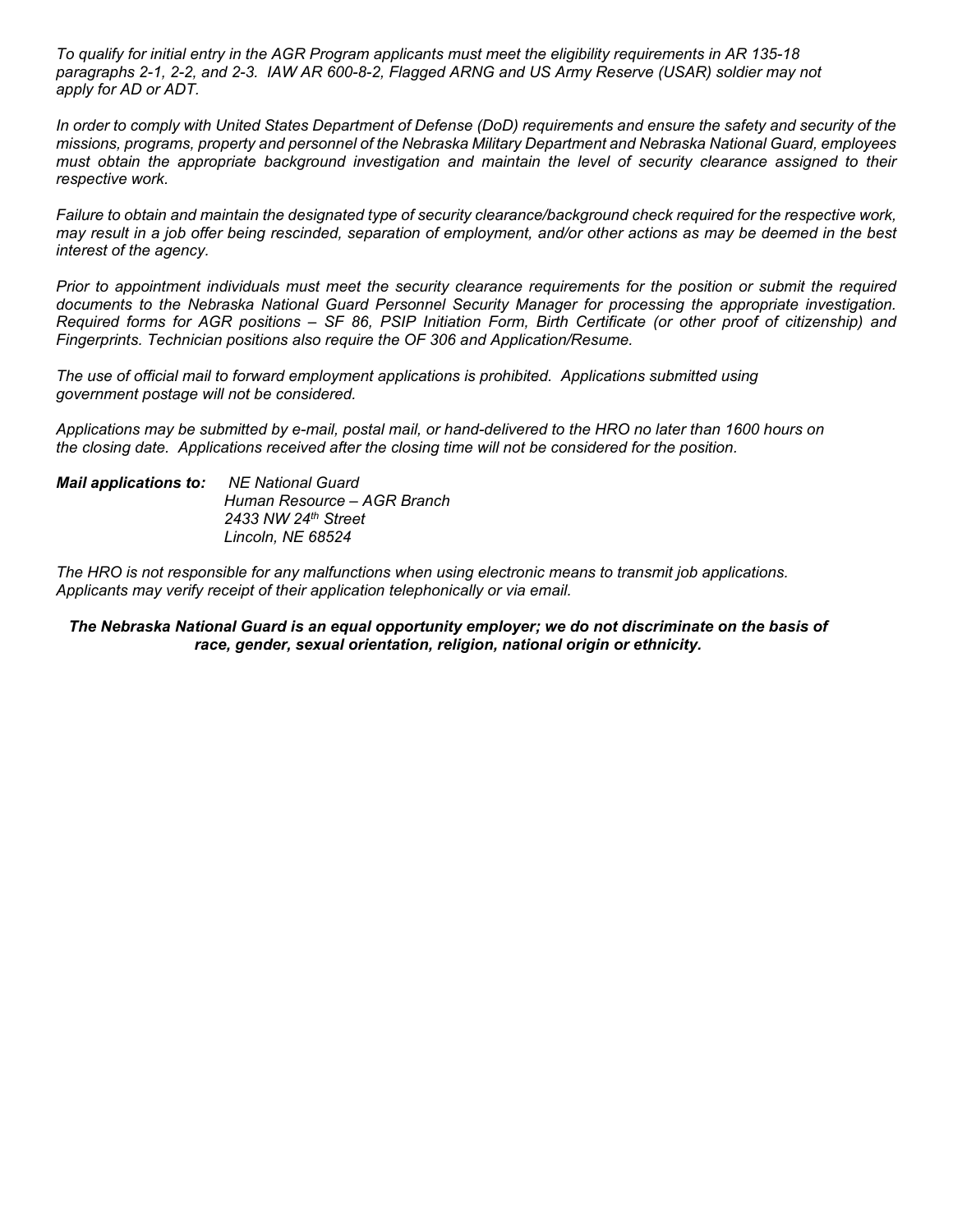*To qualify for initial entry in the AGR Program applicants must meet the eligibility requirements in AR 135-18 paragraphs 2-1, 2-2, and 2-3. IAW AR 600-8-2, Flagged ARNG and US Army Reserve (USAR) soldier may not apply for AD or ADT.*

*In order to comply with United States Department of Defense (DoD) requirements and ensure the safety and security of the missions, programs, property and personnel of the Nebraska Military Department and Nebraska National Guard, employees must obtain the appropriate background investigation and maintain the level of security clearance assigned to their respective work.*

*Failure to obtain and maintain the designated type of security clearance/background check required for the respective work, may result in a job offer being rescinded, separation of employment, and/or other actions as may be deemed in the best interest of the agency.*

*Prior to appointment individuals must meet the security clearance requirements for the position or submit the required documents to the Nebraska National Guard Personnel Security Manager for processing the appropriate investigation. Required forms for AGR positions – SF 86, PSIP Initiation Form, Birth Certificate (or other proof of citizenship) and Fingerprints. Technician positions also require the OF 306 and Application/Resume.*

*The use of official mail to forward employment applications is prohibited. Applications submitted using government postage will not be considered.*

*Applications may be submitted by e-mail, postal mail, or hand-delivered to the HRO no later than 1600 hours on the closing date. Applications received after the closing time will not be considered for the position.*

***Mail applications to:*** *NE National Guard*
*Human Resource – AGR Branch*
*2433 NW 24th Street*
*Lincoln, NE 68524*

*The HRO is not responsible for any malfunctions when using electronic means to transmit job applications. Applicants may verify receipt of their application telephonically or via email.*

***The Nebraska National Guard is an equal opportunity employer; we do not discriminate on the basis of race, gender, sexual orientation, religion, national origin or ethnicity.***